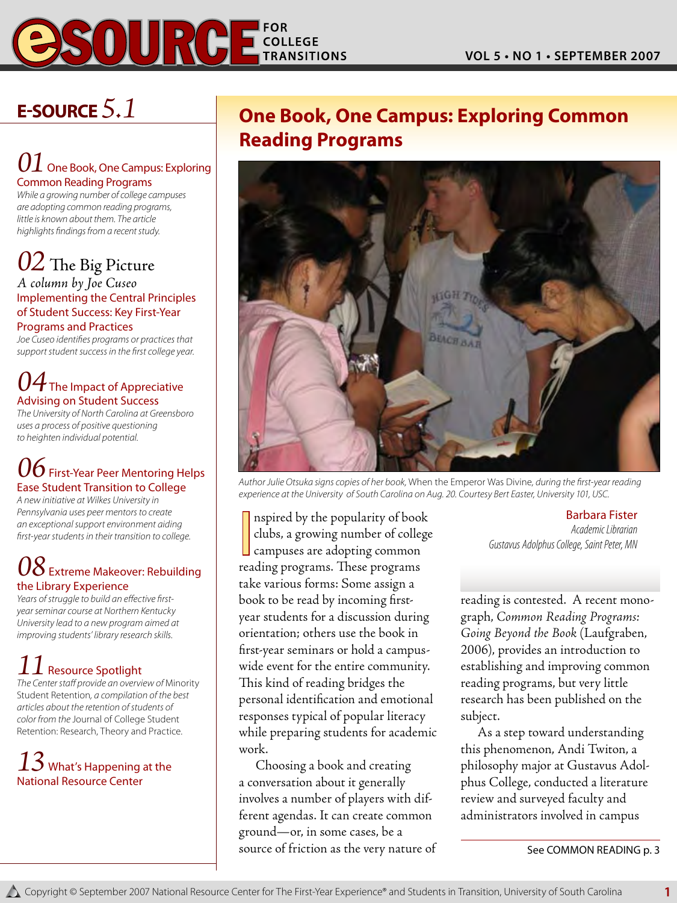# eSOURCE FOR COLLEGE TRANSITIONS

## E-SOURCE 5.1

**01** One Book, One Campus: Exploring Common Reading Programs
*While a growing number of college campuses are adopting common reading programs, little is known about them. The article highlights findings from a recent study.*

**02** The Big Picture
*A column by Joe Cuseo*
Implementing the Central Principles of Student Success: Key First-Year Programs and Practices
*Joe Cuseo identifies programs or practices that support student success in the first college year.*

**04** The Impact of Appreciative Advising on Student Success
*The University of North Carolina at Greensboro uses a process of positive questioning to heighten individual potential.*

**06** First-Year Peer Mentoring Helps Ease Student Transition to College
*A new initiative at Wilkes University in Pennsylvania uses peer mentors to create an exceptional support environment aiding first-year students in their transition to college.*

**08** Extreme Makeover: Rebuilding the Library Experience
*Years of struggle to build an effective first-year seminar course at Northern Kentucky University lead to a new program aimed at improving students' library research skills.*

**11** Resource Spotlight
*The Center staff provide an overview of* Minority Student Retention, *a compilation of the best articles about the retention of students of color from the* Journal of College Student Retention: Research, Theory and Practice.

**13** What's Happening at the National Resource Center

# One Book, One Campus: Exploring Common Reading Programs

*Author Julie Otsuka signs copies of her book,* When the Emperor Was Divine, *during the first-year reading experience at the University of South Carolina on Aug. 20. Courtesy Bert Easter, University 101, USC.*

**Barbara Fister**
*Academic Librarian*
*Gustavus Adolphus College, Saint Peter, MN*

Inspired by the popularity of book clubs, a growing number of college campuses are adopting common reading programs. These programs take various forms: Some assign a book to be read by incoming first-year students for a discussion during orientation; others use the book in first-year seminars or hold a campus-wide event for the entire community. This kind of reading bridges the personal identification and emotional responses typical of popular literacy while preparing students for academic work.

Choosing a book and creating a conversation about it generally involves a number of players with different agendas. It can create common ground—or, in some cases, be a source of friction as the very nature of reading is contested. A recent monograph, *Common Reading Programs: Going Beyond the Book* (Laufgraben, 2006), provides an introduction to establishing and improving common reading programs, but very little research has been published on the subject.

As a step toward understanding this phenomenon, Andi Twiton, a philosophy major at Gustavus Adolphus College, conducted a literature review and surveyed faculty and administrators involved in campus

See COMMON READING p. 3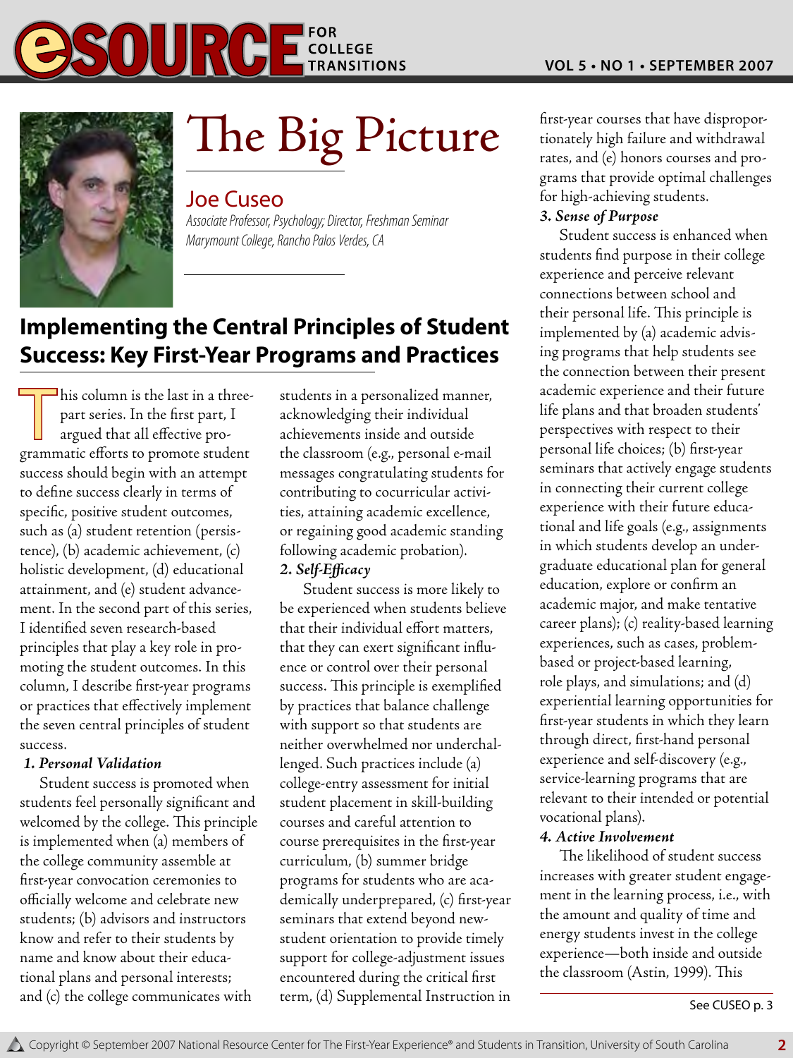# The Big Picture

## Joe Cuseo

*Associate Professor, Psychology; Director, Freshman Seminar*
*Marymount College, Rancho Palos Verdes, CA*

## Implementing the Central Principles of Student Success: Key First-Year Programs and Practices

This column is the last in a three-part series. In the first part, I argued that all effective programmatic efforts to promote student success should begin with an attempt to define success clearly in terms of specific, positive student outcomes, such as (a) student retention (persistence), (b) academic achievement, (c) holistic development, (d) educational attainment, and (e) student advancement. In the second part of this series, I identified seven research-based principles that play a key role in promoting the student outcomes. In this column, I describe first-year programs or practices that effectively implement the seven central principles of student success.

***1. Personal Validation***

Student success is promoted when students feel personally significant and welcomed by the college. This principle is implemented when (a) members of the college community assemble at first-year convocation ceremonies to officially welcome and celebrate new students; (b) advisors and instructors know and refer to their students by name and know about their educational plans and personal interests; and (c) the college communicates with students in a personalized manner, acknowledging their individual achievements inside and outside the classroom (e.g., personal e-mail messages congratulating students for contributing to cocurricular activities, attaining academic excellence, or regaining good academic standing following academic probation).

***2. Self-Efficacy***

Student success is more likely to be experienced when students believe that their individual effort matters, that they can exert significant influence or control over their personal success. This principle is exemplified by practices that balance challenge with support so that students are neither overwhelmed nor underchallenged. Such practices include (a) college-entry assessment for initial student placement in skill-building courses and careful attention to course prerequisites in the first-year curriculum, (b) summer bridge programs for students who are academically underprepared, (c) first-year seminars that extend beyond new-student orientation to provide timely support for college-adjustment issues encountered during the critical first term, (d) Supplemental Instruction in first-year courses that have disproportionately high failure and withdrawal rates, and (e) honors courses and programs that provide optimal challenges for high-achieving students.

***3. Sense of Purpose***

Student success is enhanced when students find purpose in their college experience and perceive relevant connections between school and their personal life. This principle is implemented by (a) academic advising programs that help students see the connection between their present academic experience and their future life plans and that broaden students' perspectives with respect to their personal life choices; (b) first-year seminars that actively engage students in connecting their current college experience with their future educational and life goals (e.g., assignments in which students develop an undergraduate educational plan for general education, explore or confirm an academic major, and make tentative career plans); (c) reality-based learning experiences, such as cases, problem-based or project-based learning, role plays, and simulations; and (d) experiential learning opportunities for first-year students in which they learn through direct, first-hand personal experience and self-discovery (e.g., service-learning programs that are relevant to their intended or potential vocational plans).

***4. Active Involvement***

The likelihood of student success increases with greater student engagement in the learning process, i.e., with the amount and quality of time and energy students invest in the college experience—both inside and outside the classroom (Astin, 1999). This

See CUSEO p. 3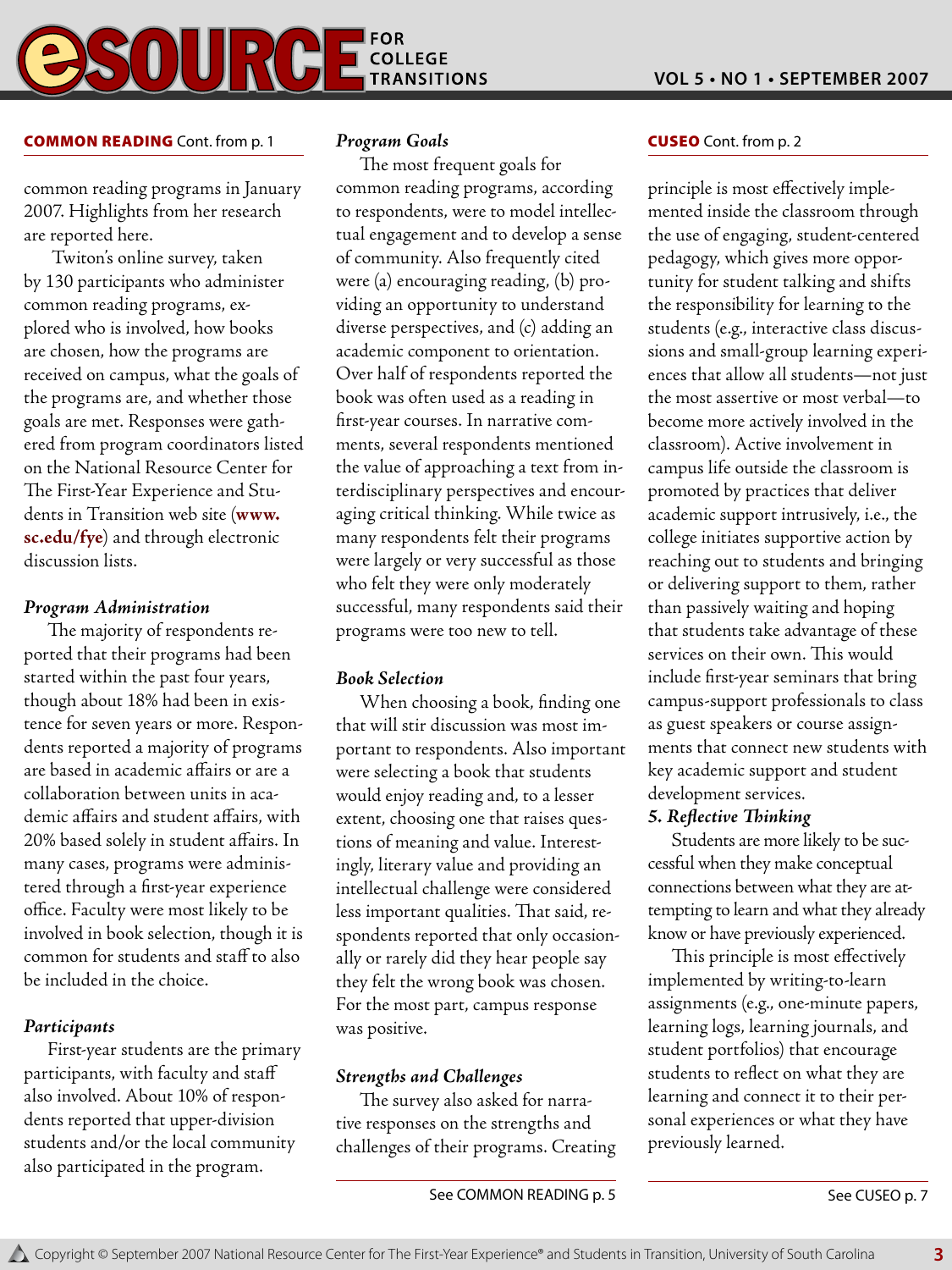**COMMON READING** Cont. from p. 1

common reading programs in January 2007. Highlights from her research are reported here.

Twiton's online survey, taken by 130 participants who administer common reading programs, explored who is involved, how books are chosen, how the programs are received on campus, what the goals of the programs are, and whether those goals are met. Responses were gathered from program coordinators listed on the National Resource Center for The First-Year Experience and Students in Transition web site (**www.sc.edu/fye**) and through electronic discussion lists.

### *Program Administration*

The majority of respondents reported that their programs had been started within the past four years, though about 18% had been in existence for seven years or more. Respondents reported a majority of programs are based in academic affairs or are a collaboration between units in academic affairs and student affairs, with 20% based solely in student affairs. In many cases, programs were administered through a first-year experience office. Faculty were most likely to be involved in book selection, though it is common for students and staff to also be included in the choice.

### *Participants*

First-year students are the primary participants, with faculty and staff also involved. About 10% of respondents reported that upper-division students and/or the local community also participated in the program.

### *Program Goals*

The most frequent goals for common reading programs, according to respondents, were to model intellectual engagement and to develop a sense of community. Also frequently cited were (a) encouraging reading, (b) providing an opportunity to understand diverse perspectives, and (c) adding an academic component to orientation. Over half of respondents reported the book was often used as a reading in first-year courses. In narrative comments, several respondents mentioned the value of approaching a text from interdisciplinary perspectives and encouraging critical thinking. While twice as many respondents felt their programs were largely or very successful as those who felt they were only moderately successful, many respondents said their programs were too new to tell.

### *Book Selection*

When choosing a book, finding one that will stir discussion was most important to respondents. Also important were selecting a book that students would enjoy reading and, to a lesser extent, choosing one that raises questions of meaning and value. Interestingly, literary value and providing an intellectual challenge were considered less important qualities. That said, respondents reported that only occasionally or rarely did they hear people say they felt the wrong book was chosen. For the most part, campus response was positive.

### *Strengths and Challenges*

The survey also asked for narrative responses on the strengths and challenges of their programs. Creating

See COMMON READING p. 5

---

**CUSEO** Cont. from p. 2

principle is most effectively implemented inside the classroom through the use of engaging, student-centered pedagogy, which gives more opportunity for student talking and shifts the responsibility for learning to the students (e.g., interactive class discussions and small-group learning experiences that allow all students—not just the most assertive or most verbal—to become more actively involved in the classroom). Active involvement in campus life outside the classroom is promoted by practices that deliver academic support intrusively, i.e., the college initiates supportive action by reaching out to students and bringing or delivering support to them, rather than passively waiting and hoping that students take advantage of these services on their own. This would include first-year seminars that bring campus-support professionals to class as guest speakers or course assignments that connect new students with key academic support and student development services.

### *5. Reflective Thinking*

Students are more likely to be successful when they make conceptual connections between what they are attempting to learn and what they already know or have previously experienced.

This principle is most effectively implemented by writing-to-learn assignments (e.g., one-minute papers, learning logs, learning journals, and student portfolios) that encourage students to reflect on what they are learning and connect it to their personal experiences or what they have previously learned.

See CUSEO p. 7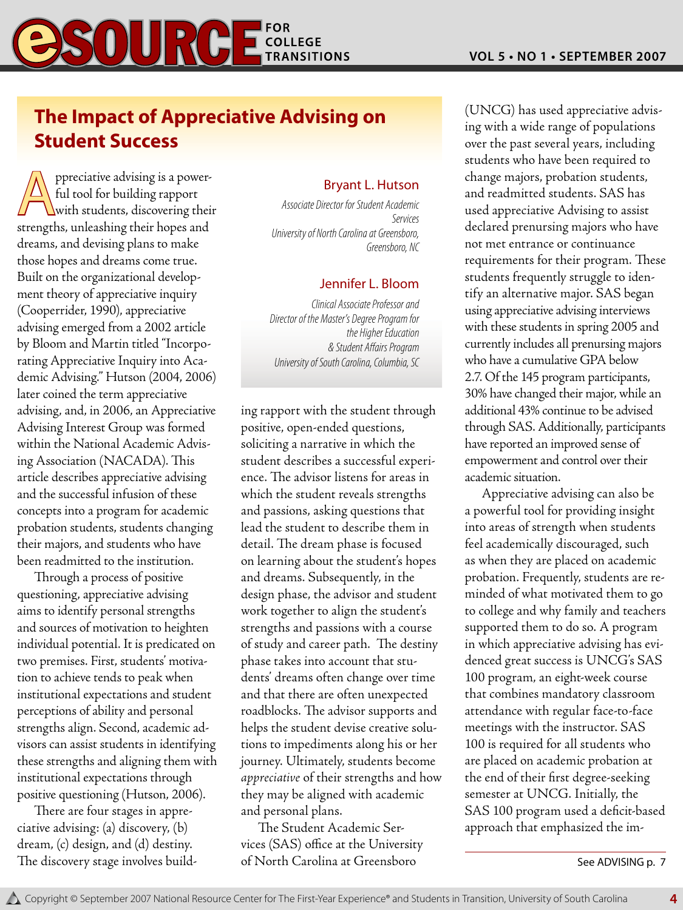## The Impact of Appreciative Advising on Student Success

**Bryant L. Hutson**

*Associate Director for Student Academic Services*
*University of North Carolina at Greensboro, Greensboro, NC*

**Jennifer L. Bloom**

*Clinical Associate Professor and Director of the Master's Degree Program for the Higher Education & Student Affairs Program*
*University of South Carolina, Columbia, SC*

Appreciative advising is a powerful tool for building rapport with students, discovering their strengths, unleashing their hopes and dreams, and devising plans to make those hopes and dreams come true. Built on the organizational development theory of appreciative inquiry (Cooperrider, 1990), appreciative advising emerged from a 2002 article by Bloom and Martin titled "Incorporating Appreciative Inquiry into Academic Advising." Hutson (2004, 2006) later coined the term appreciative advising, and, in 2006, an Appreciative Advising Interest Group was formed within the National Academic Advising Association (NACADA). This article describes appreciative advising and the successful infusion of these concepts into a program for academic probation students, students changing their majors, and students who have been readmitted to the institution.

Through a process of positive questioning, appreciative advising aims to identify personal strengths and sources of motivation to heighten individual potential. It is predicated on two premises. First, students' motivation to achieve tends to peak when institutional expectations and student perceptions of ability and personal strengths align. Second, academic advisors can assist students in identifying these strengths and aligning them with institutional expectations through positive questioning (Hutson, 2006).

There are four stages in appreciative advising: (a) discovery, (b) dream, (c) design, and (d) destiny. The discovery stage involves building rapport with the student through positive, open-ended questions, soliciting a narrative in which the student describes a successful experience. The advisor listens for areas in which the student reveals strengths and passions, asking questions that lead the student to describe them in detail. The dream phase is focused on learning about the student's hopes and dreams. Subsequently, in the design phase, the advisor and student work together to align the student's strengths and passions with a course of study and career path. The destiny phase takes into account that students' dreams often change over time and that there are often unexpected roadblocks. The advisor supports and helps the student devise creative solutions to impediments along his or her journey. Ultimately, students become *appreciative* of their strengths and how they may be aligned with academic and personal plans.

The Student Academic Services (SAS) office at the University of North Carolina at Greensboro (UNCG) has used appreciative advising with a wide range of populations over the past several years, including students who have been required to change majors, probation students, and readmitted students. SAS has used appreciative Advising to assist declared prenursing majors who have not met entrance or continuance requirements for their program. These students frequently struggle to identify an alternative major. SAS began using appreciative advising interviews with these students in spring 2005 and currently includes all prenursing majors who have a cumulative GPA below 2.7. Of the 145 program participants, 30% have changed their major, while an additional 43% continue to be advised through SAS. Additionally, participants have reported an improved sense of empowerment and control over their academic situation.

Appreciative advising can also be a powerful tool for providing insight into areas of strength when students feel academically discouraged, such as when they are placed on academic probation. Frequently, students are reminded of what motivated them to go to college and why family and teachers supported them to do so. A program in which appreciative advising has evidenced great success is UNCG's SAS 100 program, an eight-week course that combines mandatory classroom attendance with regular face-to-face meetings with the instructor. SAS 100 is required for all students who are placed on academic probation at the end of their first degree-seeking semester at UNCG. Initially, the SAS 100 program used a deficit-based approach that emphasized the im-

See ADVISING p. 7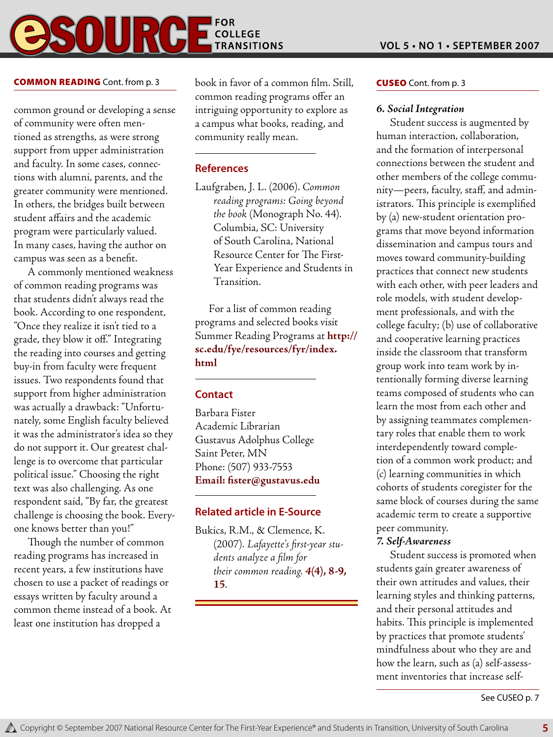**COMMON READING** Cont. from p. 3

common ground or developing a sense of community were often mentioned as strengths, as were strong support from upper administration and faculty. In some cases, connections with alumni, parents, and the greater community were mentioned. In others, the bridges built between student affairs and the academic program were particularly valued. In many cases, having the author on campus was seen as a benefit.

A commonly mentioned weakness of common reading programs was that students didn't always read the book. According to one respondent, "Once they realize it isn't tied to a grade, they blow it off." Integrating the reading into courses and getting buy-in from faculty were frequent issues. Two respondents found that support from higher administration was actually a drawback: "Unfortunately, some English faculty believed it was the administrator's idea so they do not support it. Our greatest challenge is to overcome that particular political issue." Choosing the right text was also challenging. As one respondent said, "By far, the greatest challenge is choosing the book. Everyone knows better than you!"

Though the number of common reading programs has increased in recent years, a few institutions have chosen to use a packet of readings or essays written by faculty around a common theme instead of a book. At least one institution has dropped a book in favor of a common film. Still, common reading programs offer an intriguing opportunity to explore as a campus what books, reading, and community really mean.

## References

Laufgraben, J. L. (2006). *Common reading programs: Going beyond the book* (Monograph No. 44). Columbia, SC: University of South Carolina, National Resource Center for The First-Year Experience and Students in Transition.

For a list of common reading programs and selected books visit Summer Reading Programs at **http://sc.edu/fye/resources/fyr/index.html**

## Contact

Barbara Fister
Academic Librarian
Gustavus Adolphus College
Saint Peter, MN
Phone: (507) 933-7553
**Email: fister@gustavus.edu**

## Related article in E-Source

Bukics, R.M., & Clemence, K. (2007). *Lafayette's first-year students analyze a film for their common reading.* **4(4), 8-9, 15**.

---

**CUSEO** Cont. from p. 3

***6. Social Integration***

Student success is augmented by human interaction, collaboration, and the formation of interpersonal connections between the student and other members of the college community—peers, faculty, staff, and administrators. This principle is exemplified by (a) new-student orientation programs that move beyond information dissemination and campus tours and moves toward community-building practices that connect new students with each other, with peer leaders and role models, with student development professionals, and with the college faculty; (b) use of collaborative and cooperative learning practices inside the classroom that transform group work into team work by intentionally forming diverse learning teams composed of students who can learn the most from each other and by assigning teammates complementary roles that enable them to work interdependently toward completion of a common work product; and (c) learning communities in which cohorts of students coregister for the same block of courses during the same academic term to create a supportive peer community.

***7. Self-Awareness***

Student success is promoted when students gain greater awareness of their own attitudes and values, their learning styles and thinking patterns, and their personal attitudes and habits. This principle is implemented by practices that promote students' mindfulness about who they are and how the learn, such as (a) self-assessment inventories that increase self-

See CUSEO p. 7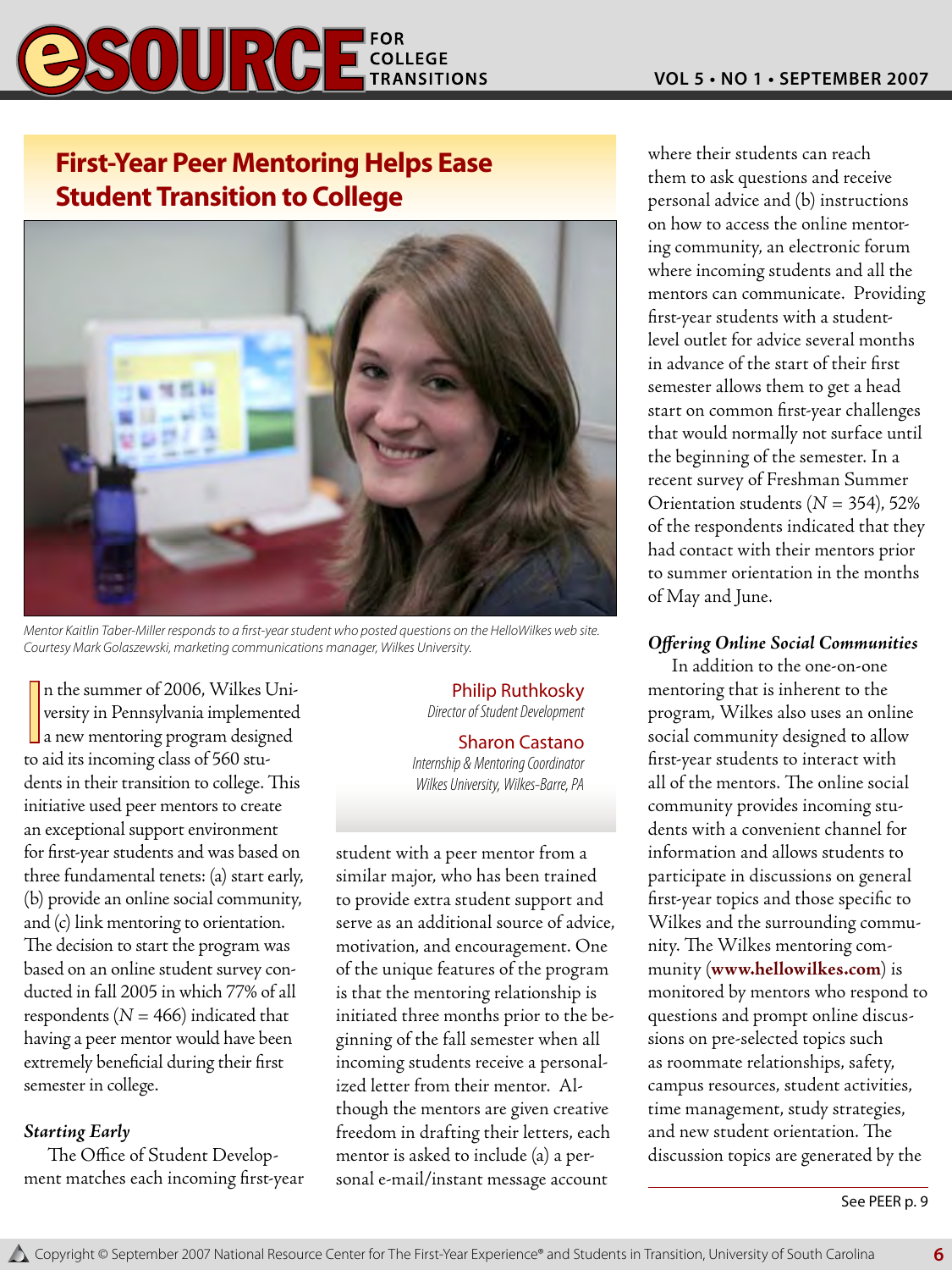# First-Year Peer Mentoring Helps Ease Student Transition to College

Mentor Kaitlin Taber-Miller responds to a first-year student who posted questions on the HelloWilkes web site. Courtesy Mark Golaszewski, marketing communications manager, Wilkes University.

**Philip Ruthkosky**
*Director of Student Development*

**Sharon Castano**
*Internship & Mentoring Coordinator*
*Wilkes University, Wilkes-Barre, PA*

In the summer of 2006, Wilkes University in Pennsylvania implemented a new mentoring program designed to aid its incoming class of 560 students in their transition to college. This initiative used peer mentors to create an exceptional support environment for first-year students and was based on three fundamental tenets: (a) start early, (b) provide an online social community, and (c) link mentoring to orientation. The decision to start the program was based on an online student survey conducted in fall 2005 in which 77% of all respondents ($N$ = 466) indicated that having a peer mentor would have been extremely beneficial during their first semester in college.

### *Starting Early*

The Office of Student Development matches each incoming first-year student with a peer mentor from a similar major, who has been trained to provide extra student support and serve as an additional source of advice, motivation, and encouragement. One of the unique features of the program is that the mentoring relationship is initiated three months prior to the beginning of the fall semester when all incoming students receive a personalized letter from their mentor. Although the mentors are given creative freedom in drafting their letters, each mentor is asked to include (a) a personal e-mail/instant message account where their students can reach them to ask questions and receive personal advice and (b) instructions on how to access the online mentoring community, an electronic forum where incoming students and all the mentors can communicate. Providing first-year students with a student-level outlet for advice several months in advance of the start of their first semester allows them to get a head start on common first-year challenges that would normally not surface until the beginning of the semester. In a recent survey of Freshman Summer Orientation students ($N$ = 354), 52% of the respondents indicated that they had contact with their mentors prior to summer orientation in the months of May and June.

### *Offering Online Social Communities*

In addition to the one-on-one mentoring that is inherent to the program, Wilkes also uses an online social community designed to allow first-year students to interact with all of the mentors. The online social community provides incoming students with a convenient channel for information and allows students to participate in discussions on general first-year topics and those specific to Wilkes and the surrounding community. The Wilkes mentoring community (**www.hellowilkes.com**) is monitored by mentors who respond to questions and prompt online discussions on pre-selected topics such as roommate relationships, safety, campus resources, student activities, time management, study strategies, and new student orientation. The discussion topics are generated by the

See PEER p. 9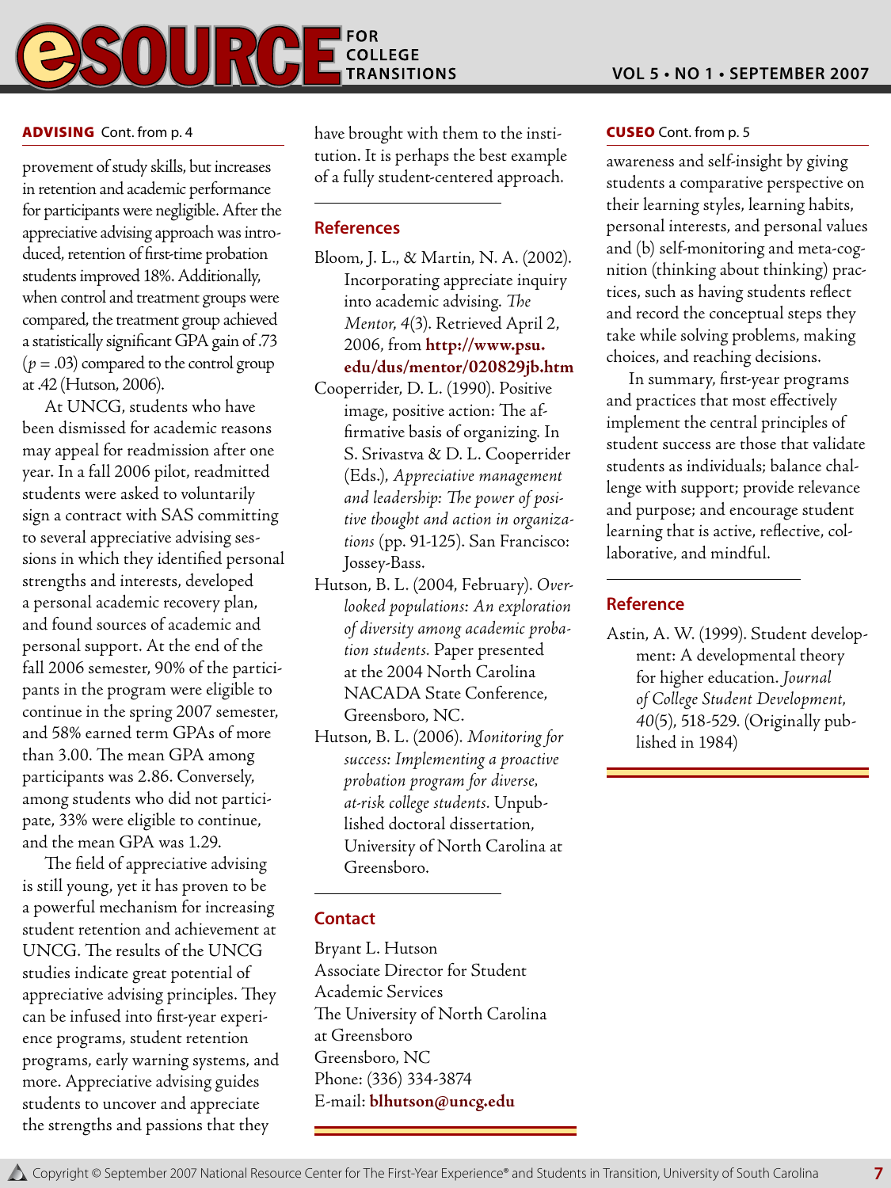**ADVISING** Cont. from p. 4

provement of study skills, but increases in retention and academic performance for participants were negligible. After the appreciative advising approach was introduced, retention of first-time probation students improved 18%. Additionally, when control and treatment groups were compared, the treatment group achieved a statistically significant GPA gain of .73 ($p$ = .03) compared to the control group at .42 (Hutson, 2006).

At UNCG, students who have been dismissed for academic reasons may appeal for readmission after one year. In a fall 2006 pilot, readmitted students were asked to voluntarily sign a contract with SAS committing to several appreciative advising sessions in which they identified personal strengths and interests, developed a personal academic recovery plan, and found sources of academic and personal support. At the end of the fall 2006 semester, 90% of the participants in the program were eligible to continue in the spring 2007 semester, and 58% earned term GPAs of more than 3.00. The mean GPA among participants was 2.86. Conversely, among students who did not participate, 33% were eligible to continue, and the mean GPA was 1.29.

The field of appreciative advising is still young, yet it has proven to be a powerful mechanism for increasing student retention and achievement at UNCG. The results of the UNCG studies indicate great potential of appreciative advising principles. They can be infused into first-year experience programs, student retention programs, early warning systems, and more. Appreciative advising guides students to uncover and appreciate the strengths and passions that they have brought with them to the institution. It is perhaps the best example of a fully student-centered approach.

## References

Bloom, J. L., & Martin, N. A. (2002). Incorporating appreciate inquiry into academic advising. *The Mentor, 4*(3). Retrieved April 2, 2006, from **http://www.psu.edu/dus/mentor/020829jb.htm**

Cooperrider, D. L. (1990). Positive image, positive action: The affirmative basis of organizing. In S. Srivastva & D. L. Cooperrider (Eds.), *Appreciative management and leadership: The power of positive thought and action in organizations* (pp. 91-125). San Francisco: Jossey-Bass.

Hutson, B. L. (2004, February). *Overlooked populations: An exploration of diversity among academic probation students.* Paper presented at the 2004 North Carolina NACADA State Conference, Greensboro, NC.

Hutson, B. L. (2006). *Monitoring for success: Implementing a proactive probation program for diverse, at-risk college students.* Unpublished doctoral dissertation, University of North Carolina at Greensboro.

## Contact

Bryant L. Hutson
Associate Director for Student Academic Services
The University of North Carolina at Greensboro
Greensboro, NC
Phone: (336) 334-3874
E-mail: **blhutson@uncg.edu**

**CUSEO** Cont. from p. 5

awareness and self-insight by giving students a comparative perspective on their learning styles, learning habits, personal interests, and personal values and (b) self-monitoring and meta-cognition (thinking about thinking) practices, such as having students reflect and record the conceptual steps they take while solving problems, making choices, and reaching decisions.

In summary, first-year programs and practices that most effectively implement the central principles of student success are those that validate students as individuals; balance challenge with support; provide relevance and purpose; and encourage student learning that is active, reflective, collaborative, and mindful.

## Reference

Astin, A. W. (1999). Student development: A developmental theory for higher education. *Journal of College Student Development, 40*(5), 518-529. (Originally published in 1984)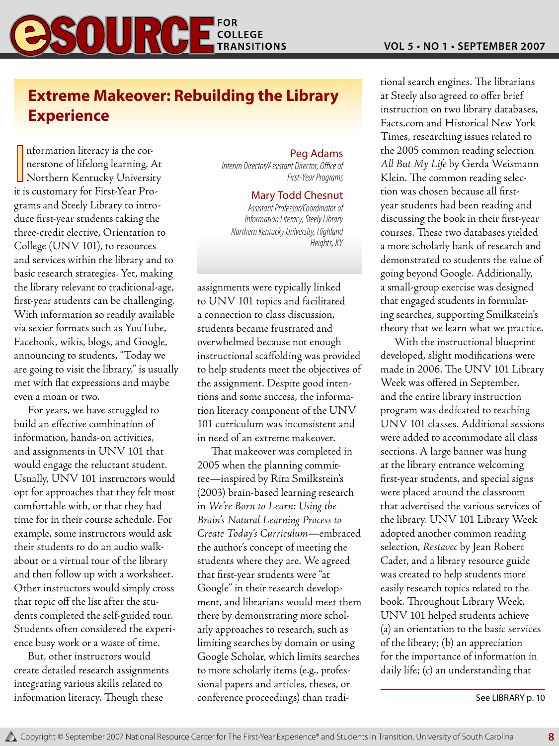## Extreme Makeover: Rebuilding the Library Experience

**Peg Adams**
*Interim Director/Assistant Director, Office of First-Year Programs*

**Mary Todd Chesnut**
*Assistant Professor/Coordinator of Information Literacy, Steely Library*
*Northern Kentucky University, Highland Heights, KY*

Information literacy is the cornerstone of lifelong learning. At Northern Kentucky University it is customary for First-Year Programs and Steely Library to introduce first-year students taking the three-credit elective, Orientation to College (UNV 101), to resources and services within the library and to basic research strategies. Yet, making the library relevant to traditional-age, first-year students can be challenging. With information so readily available via sexier formats such as YouTube, Facebook, wikis, blogs, and Google, announcing to students, "Today we are going to visit the library," is usually met with flat expressions and maybe even a moan or two.

For years, we have struggled to build an effective combination of information, hands-on activities, and assignments in UNV 101 that would engage the reluctant student. Usually, UNV 101 instructors would opt for approaches that they felt most comfortable with, or that they had time for in their course schedule. For example, some instructors would ask their students to do an audio walk-about or a virtual tour of the library and then follow up with a worksheet. Other instructors would simply cross that topic off the list after the students completed the self-guided tour. Students often considered the experience busy work or a waste of time.

But, other instructors would create detailed research assignments integrating various skills related to information literacy. Though these assignments were typically linked to UNV 101 topics and facilitated a connection to class discussion, students became frustrated and overwhelmed because not enough instructional scaffolding was provided to help students meet the objectives of the assignment. Despite good intentions and some success, the information literacy component of the UNV 101 curriculum was inconsistent and in need of an extreme makeover.

That makeover was completed in 2005 when the planning committee—inspired by Rita Smilkstein's (2003) brain-based learning research in *We're Born to Learn: Using the Brain's Natural Learning Process to Create Today's Curriculum*—embraced the author's concept of meeting the students where they are. We agreed that first-year students were "at Google" in their research development, and librarians would meet them there by demonstrating more scholarly approaches to research, such as limiting searches by domain or using Google Scholar, which limits searches to more scholarly items (e.g., professional papers and articles, theses, or conference proceedings) than traditional search engines. The librarians at Steely also agreed to offer brief instruction on two library databases, Facts.com and Historical New York Times, researching issues related to the 2005 common reading selection *All But My Life* by Gerda Weismann Klein. The common reading selection was chosen because all first-year students had been reading and discussing the book in their first-year courses. These two databases yielded a more scholarly bank of research and demonstrated to students the value of going beyond Google. Additionally, a small-group exercise was designed that engaged students in formulating searches, supporting Smilkstein's theory that we learn what we practice.

With the instructional blueprint developed, slight modifications were made in 2006. The UNV 101 Library Week was offered in September, and the entire library instruction program was dedicated to teaching UNV 101 classes. Additional sessions were added to accommodate all class sections. A large banner was hung at the library entrance welcoming first-year students, and special signs were placed around the classroom that advertised the various services of the library. UNV 101 Library Week adopted another common reading selection, *Restavec* by Jean Robert Cadet, and a library resource guide was created to help students more easily research topics related to the book. Throughout Library Week, UNV 101 helped students achieve (a) an orientation to the basic services of the library; (b) an appreciation for the importance of information in daily life; (c) an understanding that

See LIBRARY p. 10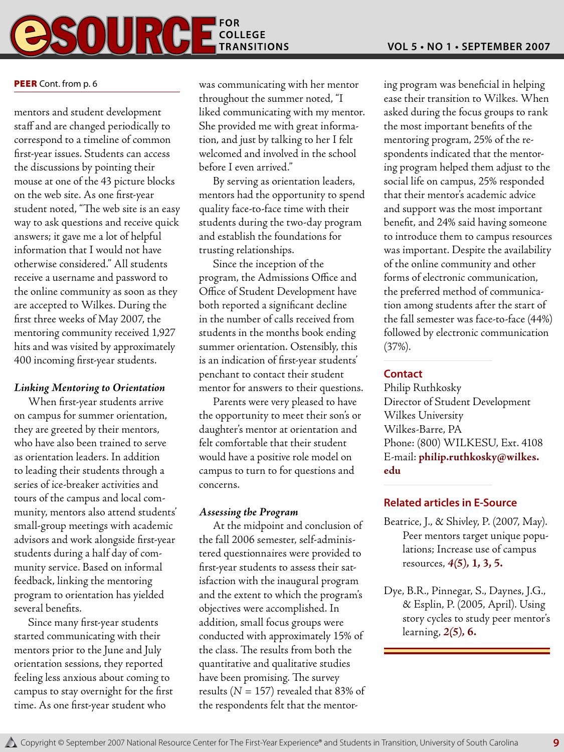**PEER** Cont. from p. 6

mentors and student development staff and are changed periodically to correspond to a timeline of common first-year issues. Students can access the discussions by pointing their mouse at one of the 43 picture blocks on the web site. As one first-year student noted, "The web site is an easy way to ask questions and receive quick answers; it gave me a lot of helpful information that I would not have otherwise considered." All students receive a username and password to the online community as soon as they are accepted to Wilkes. During the first three weeks of May 2007, the mentoring community received 1,927 hits and was visited by approximately 400 incoming first-year students.

### *Linking Mentoring to Orientation*

When first-year students arrive on campus for summer orientation, they are greeted by their mentors, who have also been trained to serve as orientation leaders. In addition to leading their students through a series of ice-breaker activities and tours of the campus and local community, mentors also attend students' small-group meetings with academic advisors and work alongside first-year students during a half day of community service. Based on informal feedback, linking the mentoring program to orientation has yielded several benefits.

Since many first-year students started communicating with their mentors prior to the June and July orientation sessions, they reported feeling less anxious about coming to campus to stay overnight for the first time. As one first-year student who was communicating with her mentor throughout the summer noted, "I liked communicating with my mentor. She provided me with great information, and just by talking to her I felt welcomed and involved in the school before I even arrived."

By serving as orientation leaders, mentors had the opportunity to spend quality face-to-face time with their students during the two-day program and establish the foundations for trusting relationships.

Since the inception of the program, the Admissions Office and Office of Student Development have both reported a significant decline in the number of calls received from students in the months book ending summer orientation. Ostensibly, this is an indication of first-year students' penchant to contact their student mentor for answers to their questions.

Parents were very pleased to have the opportunity to meet their son's or daughter's mentor at orientation and felt comfortable that their student would have a positive role model on campus to turn to for questions and concerns.

### *Assessing the Program*

At the midpoint and conclusion of the fall 2006 semester, self-administered questionnaires were provided to first-year students to assess their satisfaction with the inaugural program and the extent to which the program's objectives were accomplished. In addition, small focus groups were conducted with approximately 15% of the class. The results from both the quantitative and qualitative studies have been promising. The survey results ($N$ = 157) revealed that 83% of the respondents felt that the mentoring program was beneficial in helping ease their transition to Wilkes. When asked during the focus groups to rank the most important benefits of the mentoring program, 25% of the respondents indicated that the mentoring program helped them adjust to the social life on campus, 25% responded that their mentor's academic advice and support was the most important benefit, and 24% said having someone to introduce them to campus resources was important. Despite the availability of the online community and other forms of electronic communication, the preferred method of communication among students after the start of the fall semester was face-to-face (44%) followed by electronic communication (37%).

## Contact

Philip Ruthkosky
Director of Student Development
Wilkes University
Wilkes-Barre, PA
Phone: (800) WILKESU, Ext. 4108
E-mail: **philip.ruthkosky@wilkes.edu**

## Related articles in E-Source

Beatrice, J., & Shivley, P. (2007, May). Peer mentors target unique populations; Increase use of campus resources, ***4(5)*, 1, 3, 5.**

Dye, B.R., Pinnegar, S., Daynes, J.G., & Esplin, P. (2005, April). Using story cycles to study peer mentor's learning, ***2(5)*, 6.**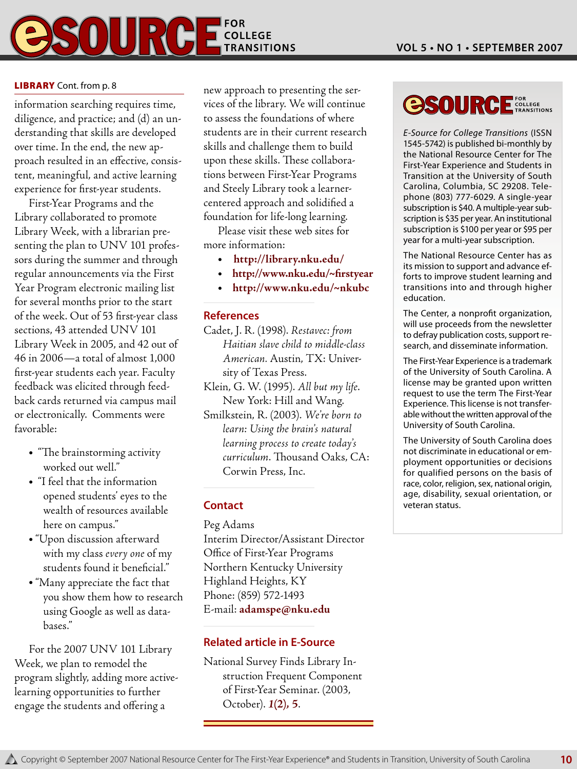**LIBRARY** Cont. from p. 8

information searching requires time, diligence, and practice; and (d) an understanding that skills are developed over time. In the end, the new approach resulted in an effective, consistent, meaningful, and active learning experience for first-year students.

First-Year Programs and the Library collaborated to promote Library Week, with a librarian presenting the plan to UNV 101 professors during the summer and through regular announcements via the First Year Program electronic mailing list for several months prior to the start of the week. Out of 53 first-year class sections, 43 attended UNV 101 Library Week in 2005, and 42 out of 46 in 2006—a total of almost 1,000 first-year students each year. Faculty feedback was elicited through feedback cards returned via campus mail or electronically. Comments were favorable:

- "The brainstorming activity worked out well."
- "I feel that the information opened students' eyes to the wealth of resources available here on campus."
- "Upon discussion afterward with my class *every one* of my students found it beneficial."
- "Many appreciate the fact that you show them how to research using Google as well as databases."

For the 2007 UNV 101 Library Week, we plan to remodel the program slightly, adding more active-learning opportunities to further engage the students and offering a new approach to presenting the services of the library. We will continue to assess the foundations of where students are in their current research skills and challenge them to build upon these skills. These collaborations between First-Year Programs and Steely Library took a learner-centered approach and solidified a foundation for life-long learning.

Please visit these web sites for more information:

- **http://library.nku.edu/**
- **http://www.nku.edu/~firstyear**
- **http://www.nku.edu/~nkubc**

## References

Cadet, J. R. (1998). *Restavec: from Haitian slave child to middle-class American*. Austin, TX: University of Texas Press.

Klein, G. W. (1995). *All but my life*. New York: Hill and Wang.

Smilkstein, R. (2003). *We're born to learn: Using the brain's natural learning process to create today's curriculum*. Thousand Oaks, CA: Corwin Press, Inc.

## Contact

Peg Adams
Interim Director/Assistant Director
Office of First-Year Programs
Northern Kentucky University
Highland Heights, KY
Phone: (859) 572-1493
E-mail: **adamspe@nku.edu**

## Related article in E-Source

National Survey Finds Library Instruction Frequent Component of First-Year Seminar. (2003, October). ***1*(2), 5**.

---

eSOURCE FOR COLLEGE TRANSITIONS

*E-Source for College Transitions* (ISSN 1545-5742) is published bi-monthly by the National Resource Center for The First-Year Experience and Students in Transition at the University of South Carolina, Columbia, SC 29208. Telephone (803) 777-6029. A single-year subscription is $40. A multiple-year subscription is $35 per year. An institutional subscription is $100 per year or $95 per year for a multi-year subscription.

The National Resource Center has as its mission to support and advance efforts to improve student learning and transitions into and through higher education.

The Center, a nonprofit organization, will use proceeds from the newsletter to defray publication costs, support research, and disseminate information.

The First-Year Experience is a trademark of the University of South Carolina. A license may be granted upon written request to use the term The First-Year Experience. This license is not transferable without the written approval of the University of South Carolina.

The University of South Carolina does not discriminate in educational or employment opportunities or decisions for qualified persons on the basis of race, color, religion, sex, national origin, age, disability, sexual orientation, or veteran status.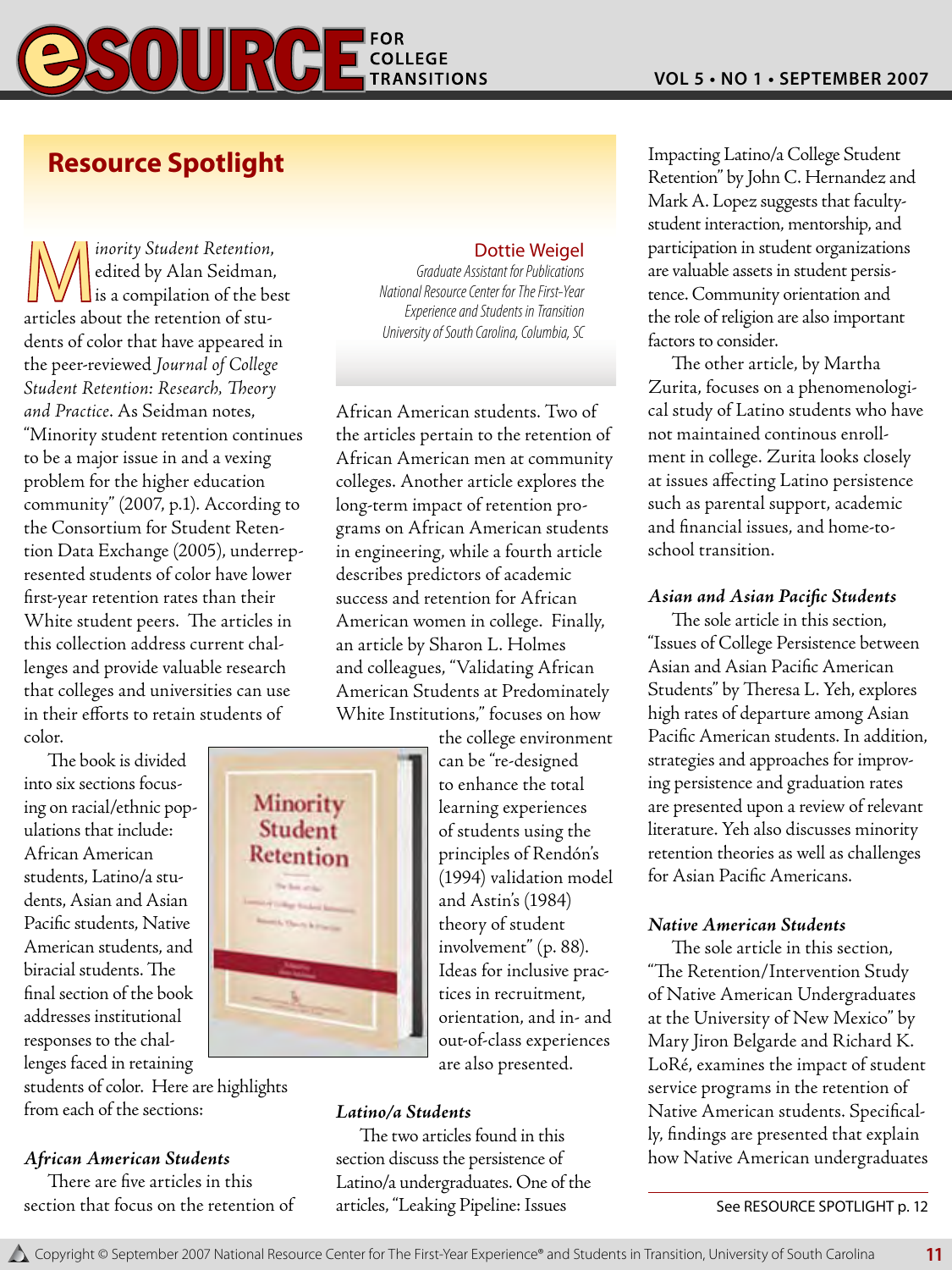## Resource Spotlight

**Dottie Weigel**
*Graduate Assistant for Publications*
*National Resource Center for The First-Year Experience and Students in Transition*
*University of South Carolina, Columbia, SC*

*Minority Student Retention*, edited by Alan Seidman, is a compilation of the best articles about the retention of students of color that have appeared in the peer-reviewed *Journal of College Student Retention: Research, Theory and Practice*. As Seidman notes, "Minority student retention continues to be a major issue in and a vexing problem for the higher education community" (2007, p.1). According to the Consortium for Student Retention Data Exchange (2005), underrepresented students of color have lower first-year retention rates than their White student peers. The articles in this collection address current challenges and provide valuable research that colleges and universities can use in their efforts to retain students of color.

The book is divided into six sections focusing on racial/ethnic populations that include: African American students, Latino/a students, Asian and Asian Pacific students, Native American students, and biracial students. The final section of the book addresses institutional responses to the challenges faced in retaining students of color. Here are highlights from each of the sections:

### *African American Students*

There are five articles in this section that focus on the retention of African American students. Two of the articles pertain to the retention of African American men at community colleges. Another article explores the long-term impact of retention programs on African American students in engineering, while a fourth article describes predictors of academic success and retention for African American women in college. Finally, an article by Sharon L. Holmes and colleagues, "Validating African American Students at Predominately White Institutions," focuses on how the college environment can be "re-designed to enhance the total learning experiences of students using the principles of Rendón's (1994) validation model and Astin's (1984) theory of student involvement" (p. 88). Ideas for inclusive practices in recruitment, orientation, and in- and out-of-class experiences are also presented.

### *Latino/a Students*

The two articles found in this section discuss the persistence of Latino/a undergraduates. One of the articles, "Leaking Pipeline: Issues Impacting Latino/a College Student Retention" by John C. Hernandez and Mark A. Lopez suggests that faculty-student interaction, mentorship, and participation in student organizations are valuable assets in student persistence. Community orientation and the role of religion are also important factors to consider.

The other article, by Martha Zurita, focuses on a phenomenological study of Latino students who have not maintained continous enrollment in college. Zurita looks closely at issues affecting Latino persistence such as parental support, academic and financial issues, and home-to-school transition.

### *Asian and Asian Pacific Students*

The sole article in this section, "Issues of College Persistence between Asian and Asian Pacific American Students" by Theresa L. Yeh, explores high rates of departure among Asian Pacific American students. In addition, strategies and approaches for improving persistence and graduation rates are presented upon a review of relevant literature. Yeh also discusses minority retention theories as well as challenges for Asian Pacific Americans.

### *Native American Students*

The sole article in this section, "The Retention/Intervention Study of Native American Undergraduates at the University of New Mexico" by Mary Jiron Belgarde and Richard K. LoRé, examines the impact of student service programs in the retention of Native American students. Specifically, findings are presented that explain how Native American undergraduates

See RESOURCE SPOTLIGHT p. 12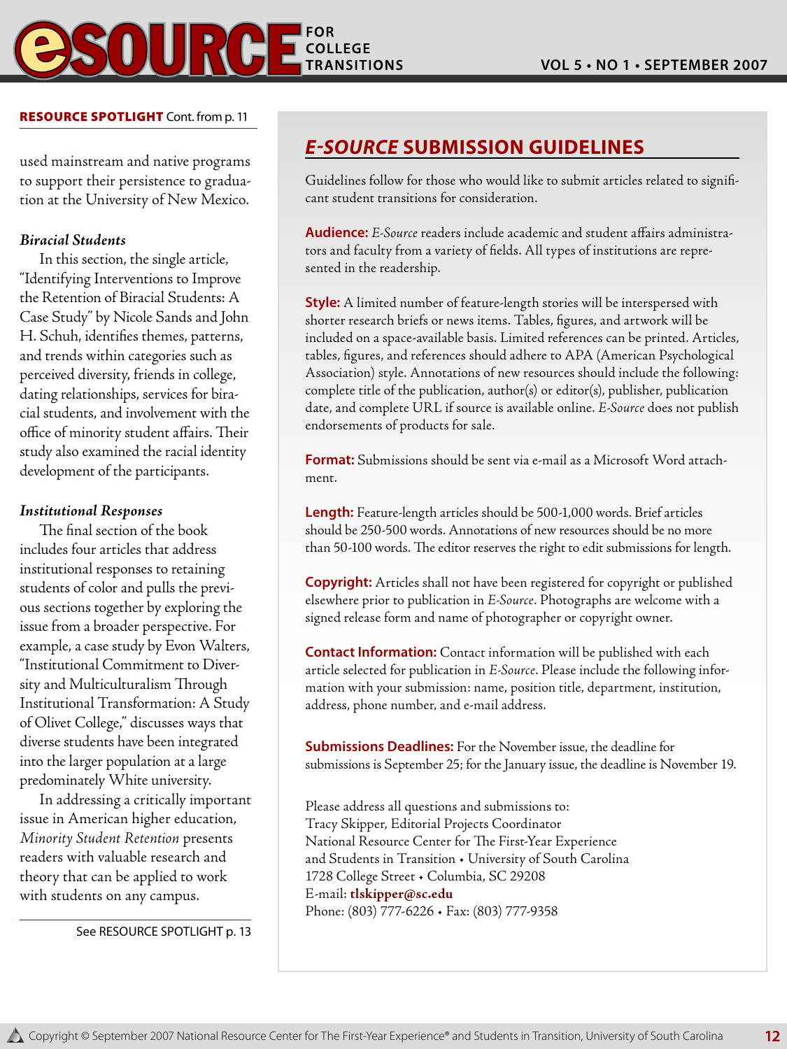**RESOURCE SPOTLIGHT** Cont. from p. 11

used mainstream and native programs to support their persistence to graduation at the University of New Mexico.

***Biracial Students***

In this section, the single article, "Identifying Interventions to Improve the Retention of Biracial Students: A Case Study" by Nicole Sands and John H. Schuh, identifies themes, patterns, and trends within categories such as perceived diversity, friends in college, dating relationships, services for biracial students, and involvement with the office of minority student affairs. Their study also examined the racial identity development of the participants.

***Institutional Responses***

The final section of the book includes four articles that address institutional responses to retaining students of color and pulls the previous sections together by exploring the issue from a broader perspective. For example, a case study by Evon Walters, "Institutional Commitment to Diversity and Multiculturalism Through Institutional Transformation: A Study of Olivet College," discusses ways that diverse students have been integrated into the larger population at a large predominately White university.

In addressing a critically important issue in American higher education, *Minority Student Retention* presents readers with valuable research and theory that can be applied to work with students on any campus.

See RESOURCE SPOTLIGHT p. 13

## *E-SOURCE* SUBMISSION GUIDELINES

Guidelines follow for those who would like to submit articles related to significant student transitions for consideration.

**Audience:** *E-Source* readers include academic and student affairs administrators and faculty from a variety of fields. All types of institutions are represented in the readership.

**Style:** A limited number of feature-length stories will be interspersed with shorter research briefs or news items. Tables, figures, and artwork will be included on a space-available basis. Limited references can be printed. Articles, tables, figures, and references should adhere to APA (American Psychological Association) style. Annotations of new resources should include the following: complete title of the publication, author(s) or editor(s), publisher, publication date, and complete URL if source is available online. *E-Source* does not publish endorsements of products for sale.

**Format:** Submissions should be sent via e-mail as a Microsoft Word attachment.

**Length:** Feature-length articles should be 500-1,000 words. Brief articles should be 250-500 words. Annotations of new resources should be no more than 50-100 words. The editor reserves the right to edit submissions for length.

**Copyright:** Articles shall not have been registered for copyright or published elsewhere prior to publication in *E-Source*. Photographs are welcome with a signed release form and name of photographer or copyright owner.

**Contact Information:** Contact information will be published with each article selected for publication in *E-Source*. Please include the following information with your submission: name, position title, department, institution, address, phone number, and e-mail address.

**Submissions Deadlines:** For the November issue, the deadline for submissions is September 25; for the January issue, the deadline is November 19.

Please address all questions and submissions to:
Tracy Skipper, Editorial Projects Coordinator
National Resource Center for The First-Year Experience
and Students in Transition • University of South Carolina
1728 College Street • Columbia, SC 29208
E-mail: **tlskipper@sc.edu**
Phone: (803) 777-6226 • Fax: (803) 777-9358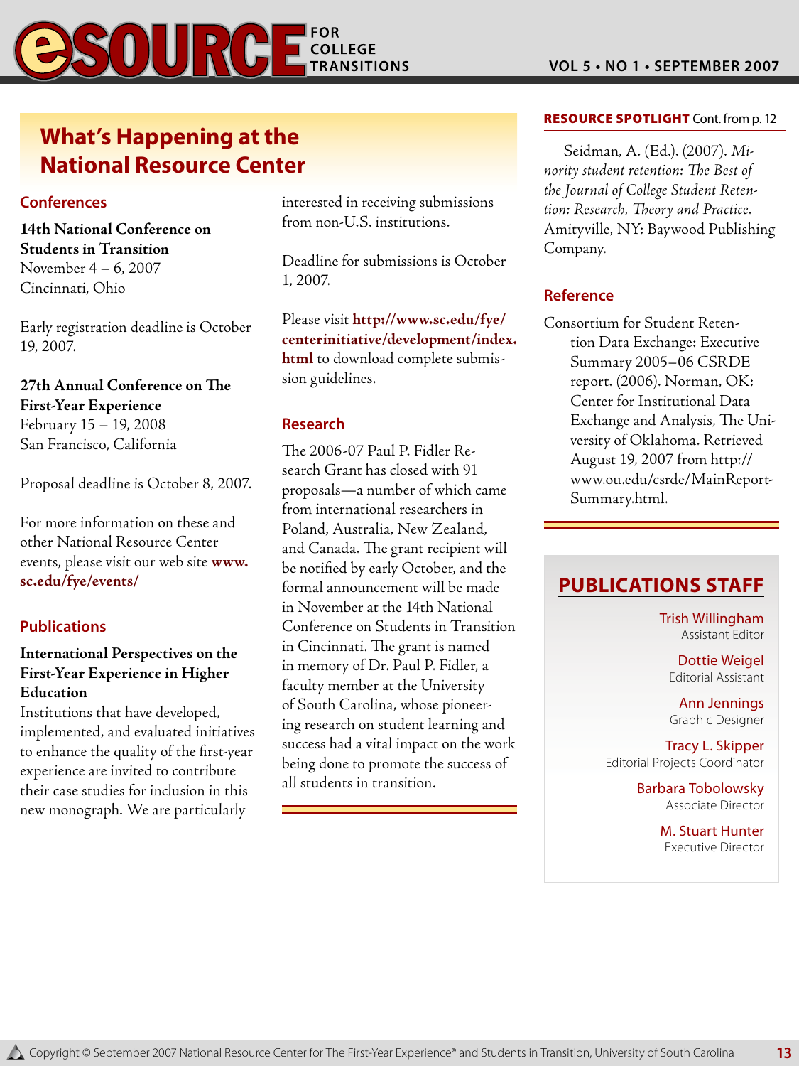# What's Happening at the National Resource Center

## Conferences

**14th National Conference on Students in Transition**
November 4 – 6, 2007
Cincinnati, Ohio

Early registration deadline is October 19, 2007.

**27th Annual Conference on The First-Year Experience**
February 15 – 19, 2008
San Francisco, California

Proposal deadline is October 8, 2007.

For more information on these and other National Resource Center events, please visit our web site **www.sc.edu/fye/events/**

## Publications

**International Perspectives on the First-Year Experience in Higher Education**
Institutions that have developed, implemented, and evaluated initiatives to enhance the quality of the first-year experience are invited to contribute their case studies for inclusion in this new monograph. We are particularly interested in receiving submissions from non-U.S. institutions.

Deadline for submissions is October 1, 2007.

Please visit **http://www.sc.edu/fye/centerinitiative/development/index.html** to download complete submission guidelines.

## Research

The 2006-07 Paul P. Fidler Research Grant has closed with 91 proposals—a number of which came from international researchers in Poland, Australia, New Zealand, and Canada. The grant recipient will be notified by early October, and the formal announcement will be made in November at the 14th National Conference on Students in Transition in Cincinnati. The grant is named in memory of Dr. Paul P. Fidler, a faculty member at the University of South Carolina, whose pioneering research on student learning and success had a vital impact on the work being done to promote the success of all students in transition.

**RESOURCE SPOTLIGHT** Cont. from p. 12

Seidman, A. (Ed.). (2007). *Minority student retention: The Best of the Journal of College Student Retention: Research, Theory and Practice*. Amityville, NY: Baywood Publishing Company.

## Reference

Consortium for Student Retention Data Exchange: Executive Summary 2005–06 CSRDE report. (2006). Norman, OK: Center for Institutional Data Exchange and Analysis, The University of Oklahoma. Retrieved August 19, 2007 from http://www.ou.edu/csrde/MainReport-Summary.html.

## PUBLICATIONS STAFF

Trish Willingham
Assistant Editor

Dottie Weigel
Editorial Assistant

Ann Jennings
Graphic Designer

Tracy L. Skipper
Editorial Projects Coordinator

Barbara Tobolowsky
Associate Director

M. Stuart Hunter
Executive Director

Copyright © September 2007 National Resource Center for The First-Year Experience® and Students in Transition, University of South Carolina